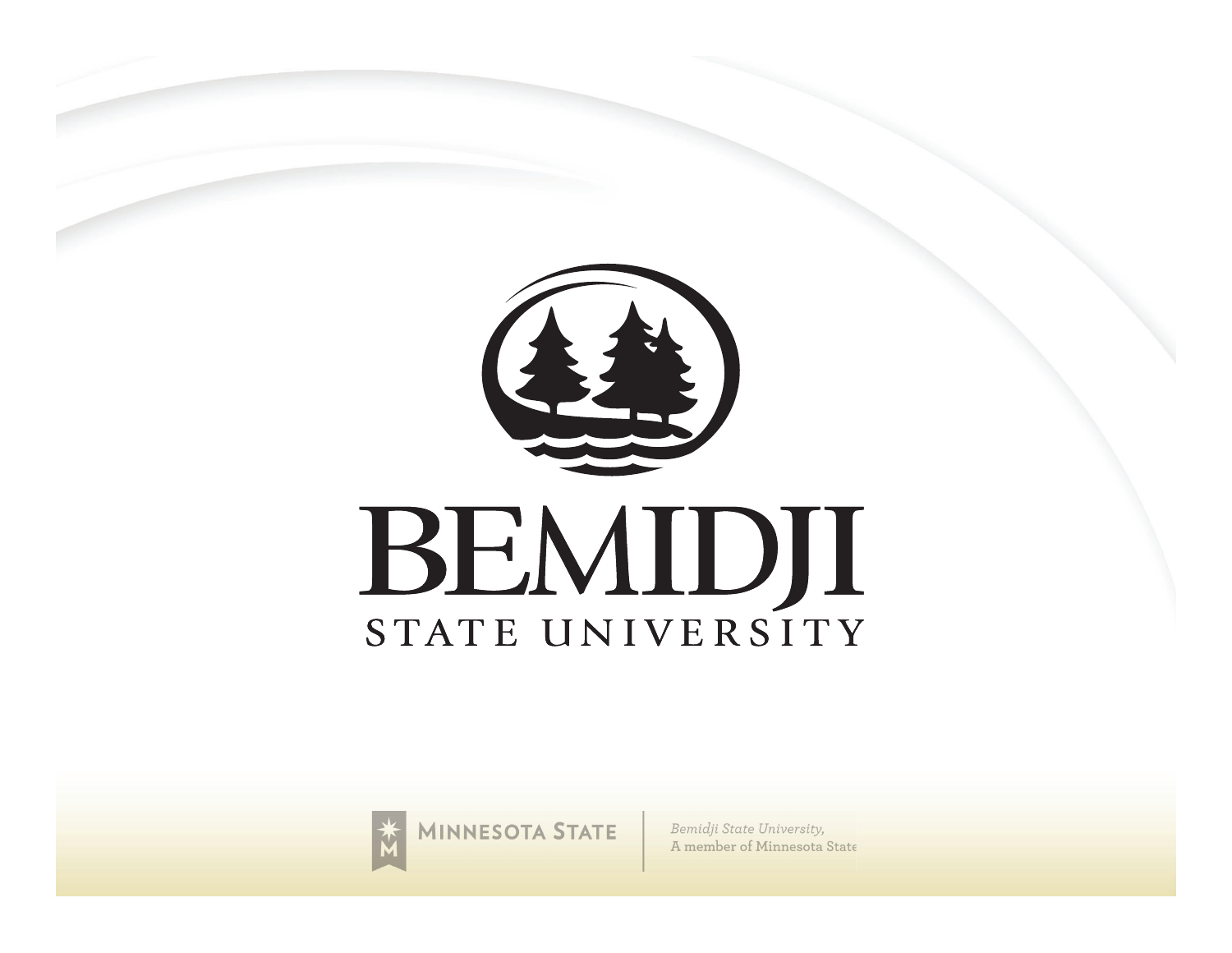# BEMIDJI

STATE UNIVERSITY

MINNESOTA STATE

*Bemidji State University,*
A member of Minnesota State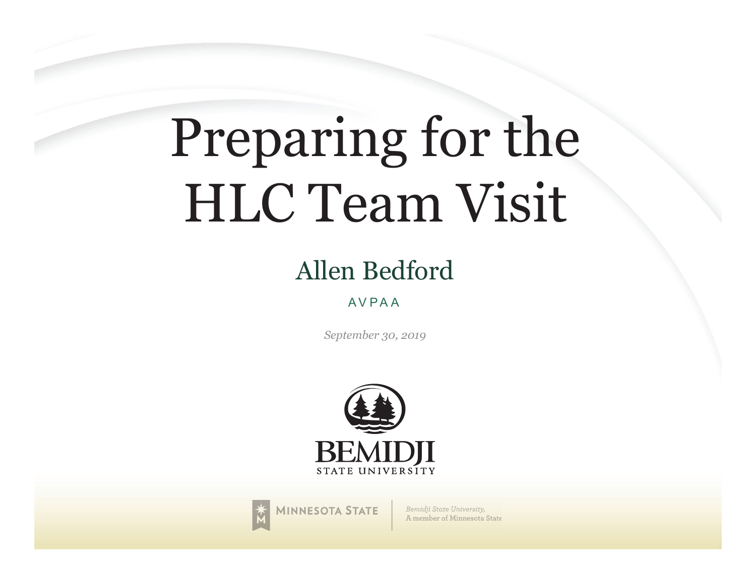# Preparing for the HLC Team Visit

## Allen Bedford

AVPAA

*September 30, 2019*

BEMIDJI STATE UNIVERSITY

MINNESOTA STATE

*Bemidji State University,* A member of Minnesota State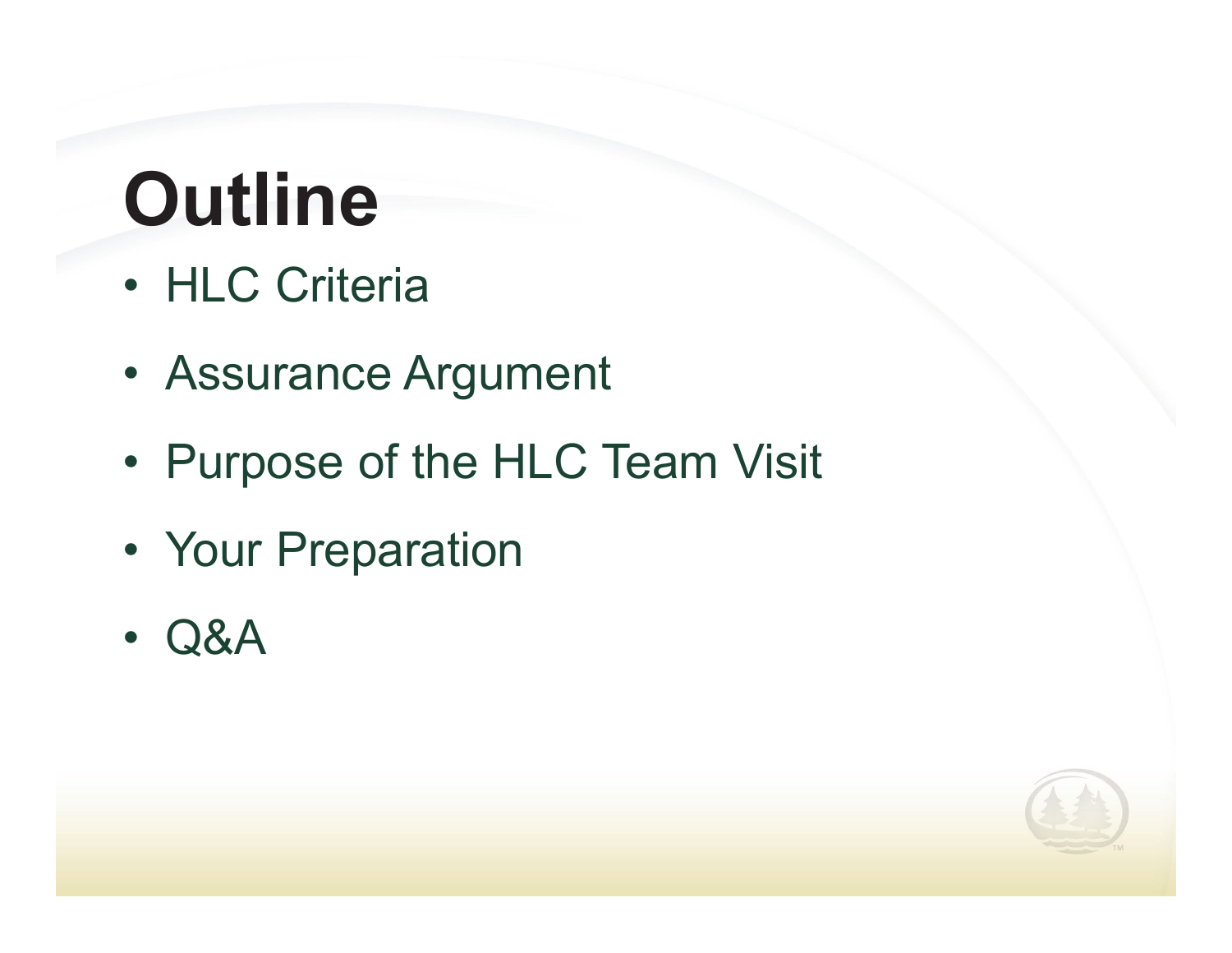# Outline

- HLC Criteria
- Assurance Argument
- Purpose of the HLC Team Visit
- Your Preparation
- Q&A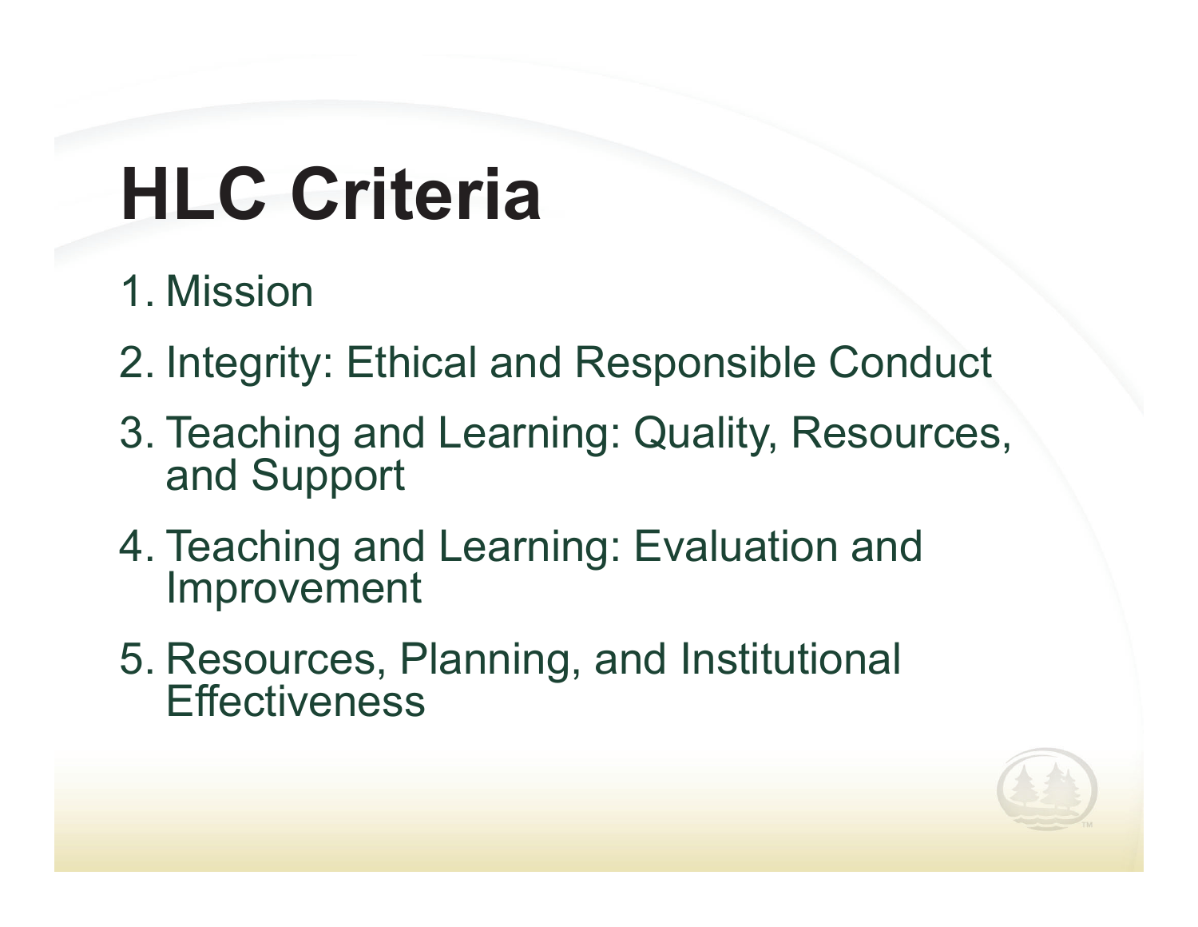# HLC Criteria

1. Mission
2. Integrity: Ethical and Responsible Conduct
3. Teaching and Learning: Quality, Resources, and Support
4. Teaching and Learning: Evaluation and Improvement
5. Resources, Planning, and Institutional Effectiveness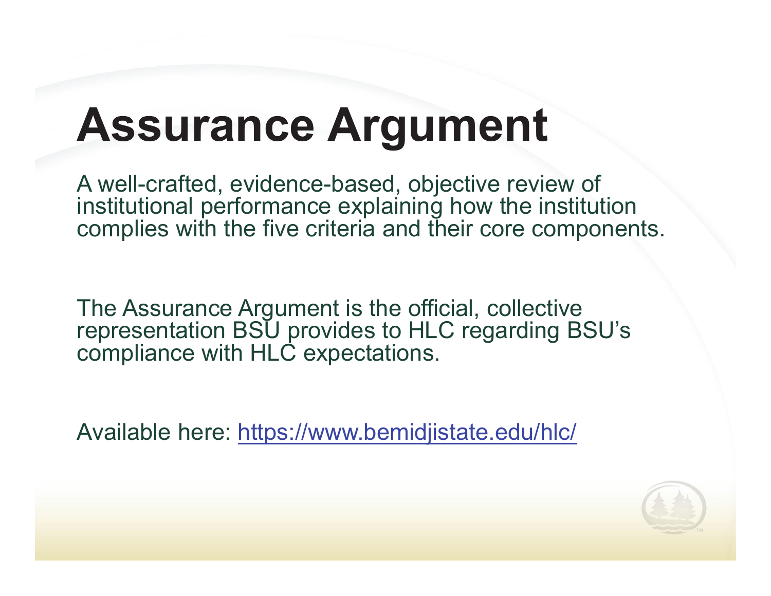# Assurance Argument

A well-crafted, evidence-based, objective review of institutional performance explaining how the institution complies with the five criteria and their core components.

The Assurance Argument is the official, collective representation BSU provides to HLC regarding BSU's compliance with HLC expectations.

Available here: https://www.bemidjistate.edu/hlc/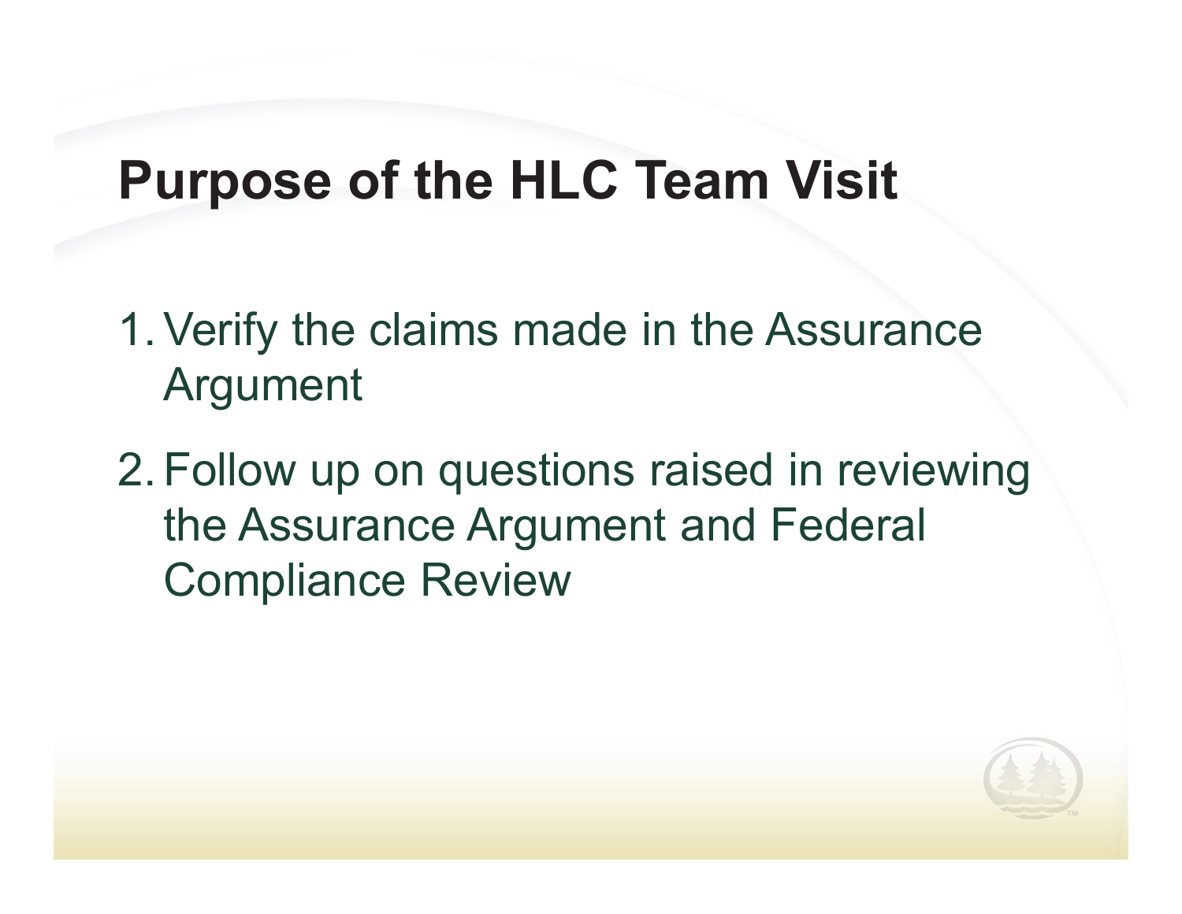# Purpose of the HLC Team Visit

1. Verify the claims made in the Assurance Argument
2. Follow up on questions raised in reviewing the Assurance Argument and Federal Compliance Review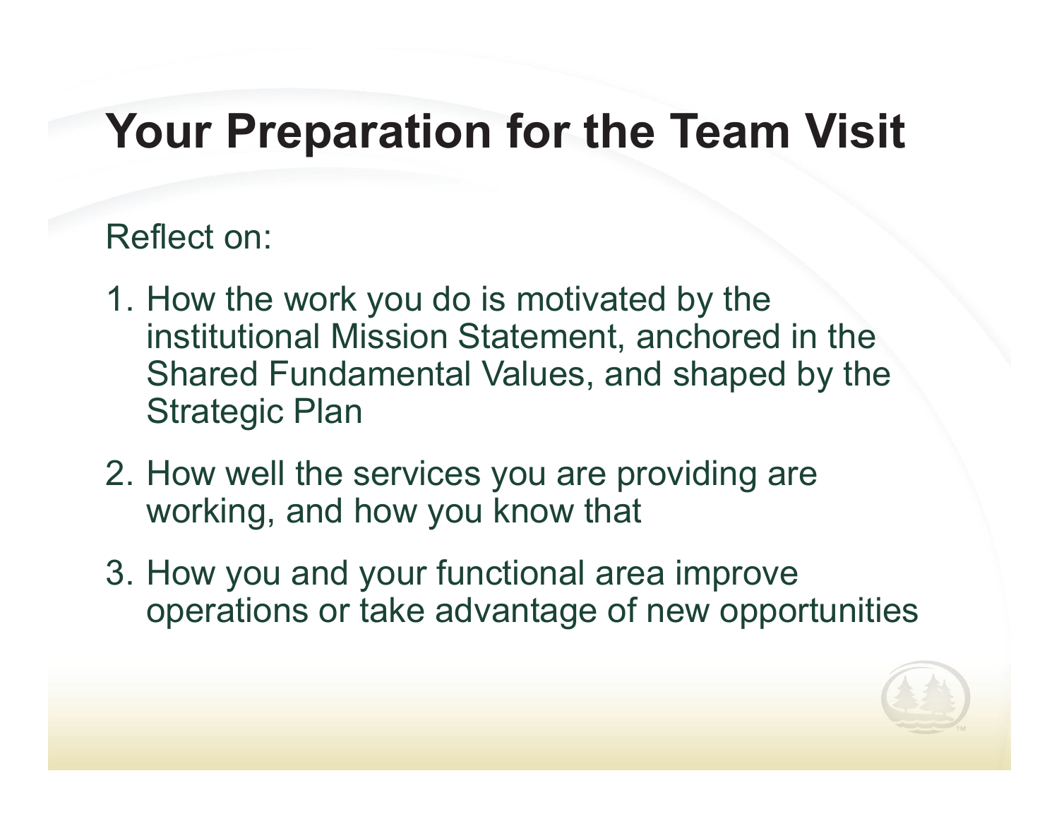# Your Preparation for the Team Visit

Reflect on:

1. How the work you do is motivated by the institutional Mission Statement, anchored in the Shared Fundamental Values, and shaped by the Strategic Plan
2. How well the services you are providing are working, and how you know that
3. How you and your functional area improve operations or take advantage of new opportunities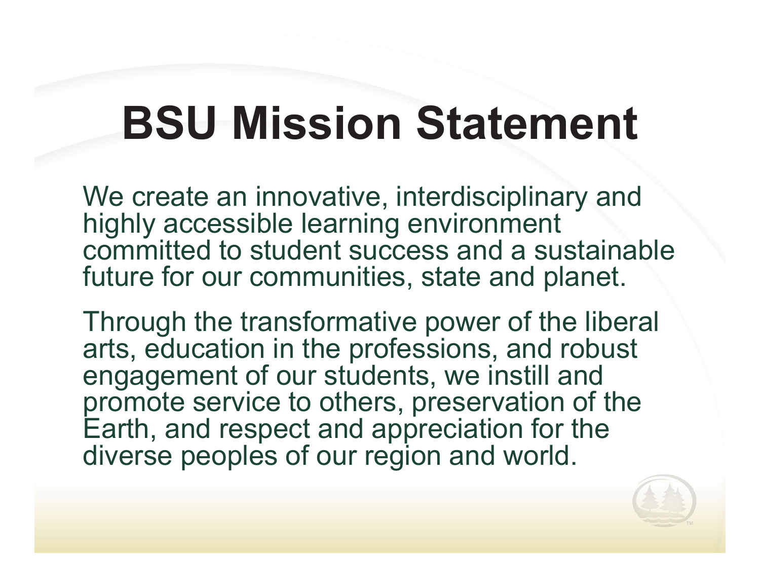# BSU Mission Statement

We create an innovative, interdisciplinary and highly accessible learning environment committed to student success and a sustainable future for our communities, state and planet.

Through the transformative power of the liberal arts, education in the professions, and robust engagement of our students, we instill and promote service to others, preservation of the Earth, and respect and appreciation for the diverse peoples of our region and world.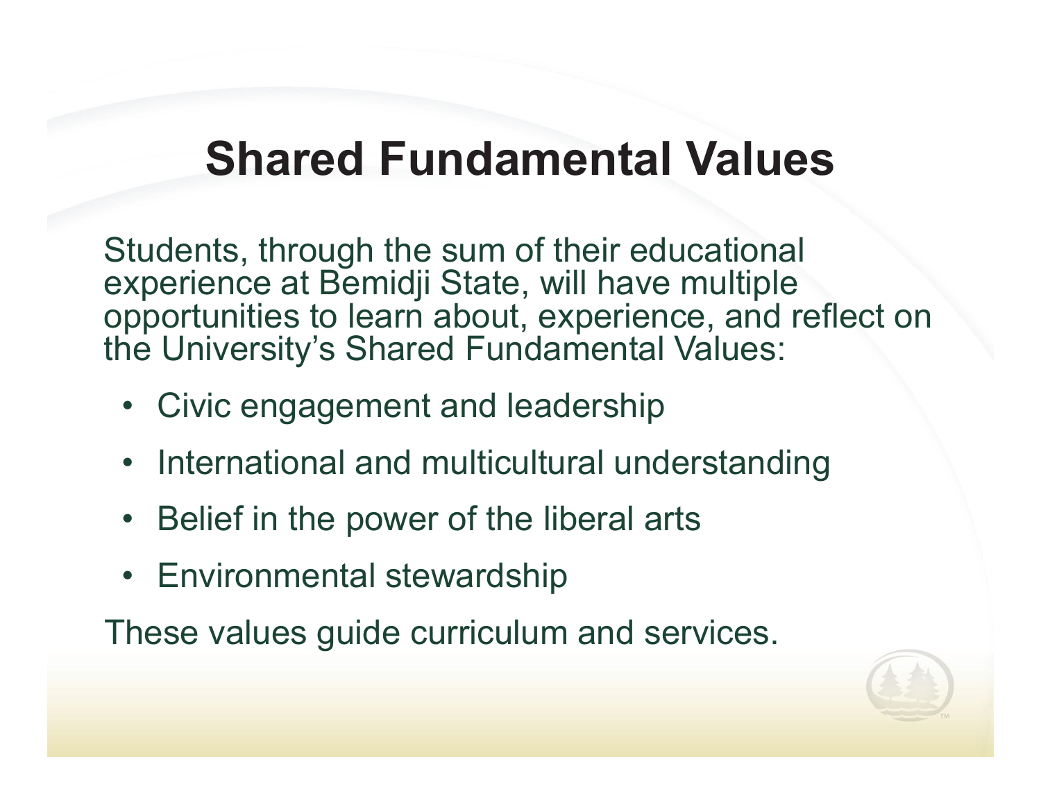# Shared Fundamental Values

Students, through the sum of their educational experience at Bemidji State, will have multiple opportunities to learn about, experience, and reflect on the University's Shared Fundamental Values:

- Civic engagement and leadership
- International and multicultural understanding
- Belief in the power of the liberal arts
- Environmental stewardship

These values guide curriculum and services.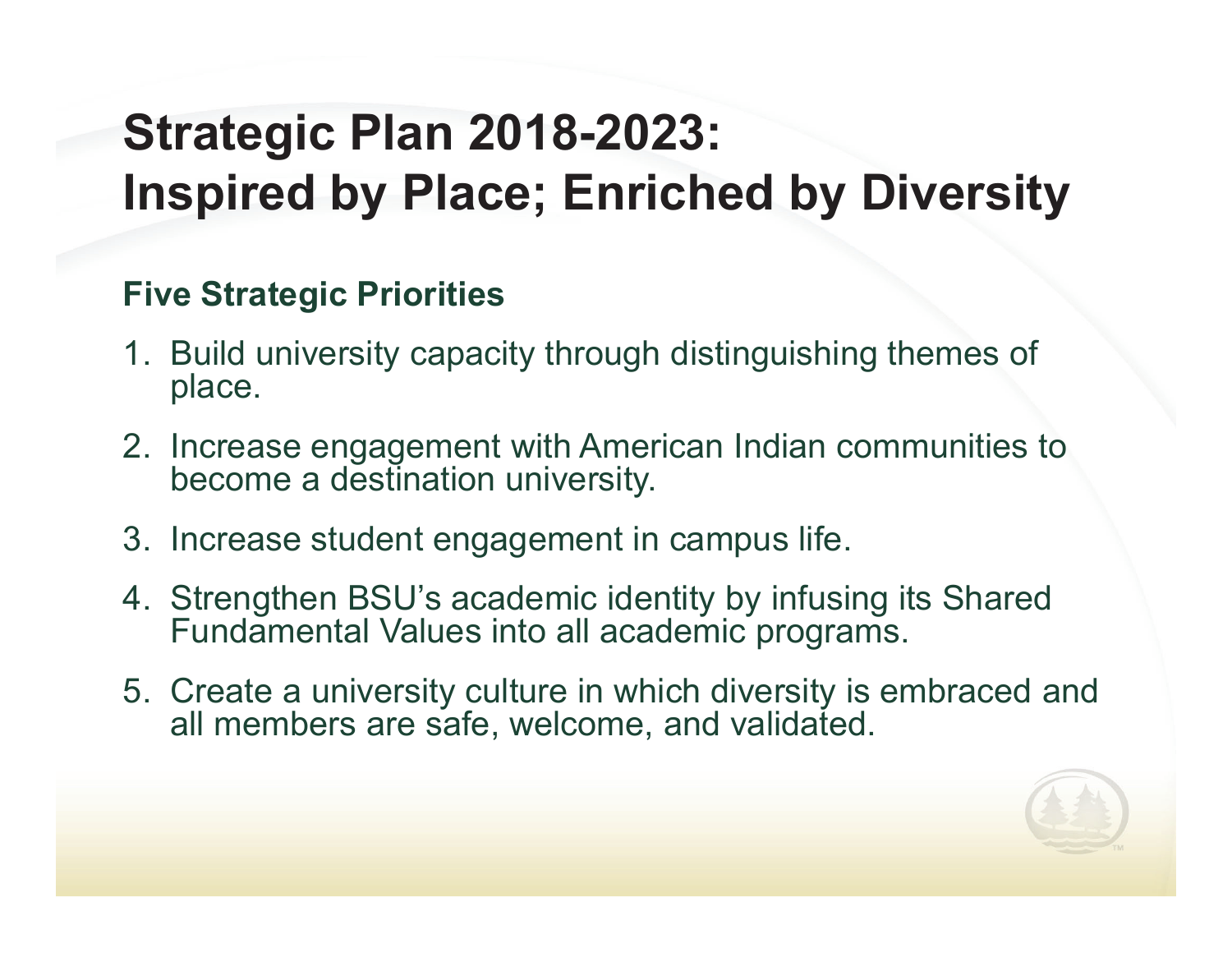# Strategic Plan 2018-2023: Inspired by Place; Enriched by Diversity

### Five Strategic Priorities

1. Build university capacity through distinguishing themes of place.
2. Increase engagement with American Indian communities to become a destination university.
3. Increase student engagement in campus life.
4. Strengthen BSU's academic identity by infusing its Shared Fundamental Values into all academic programs.
5. Create a university culture in which diversity is embraced and all members are safe, welcome, and validated.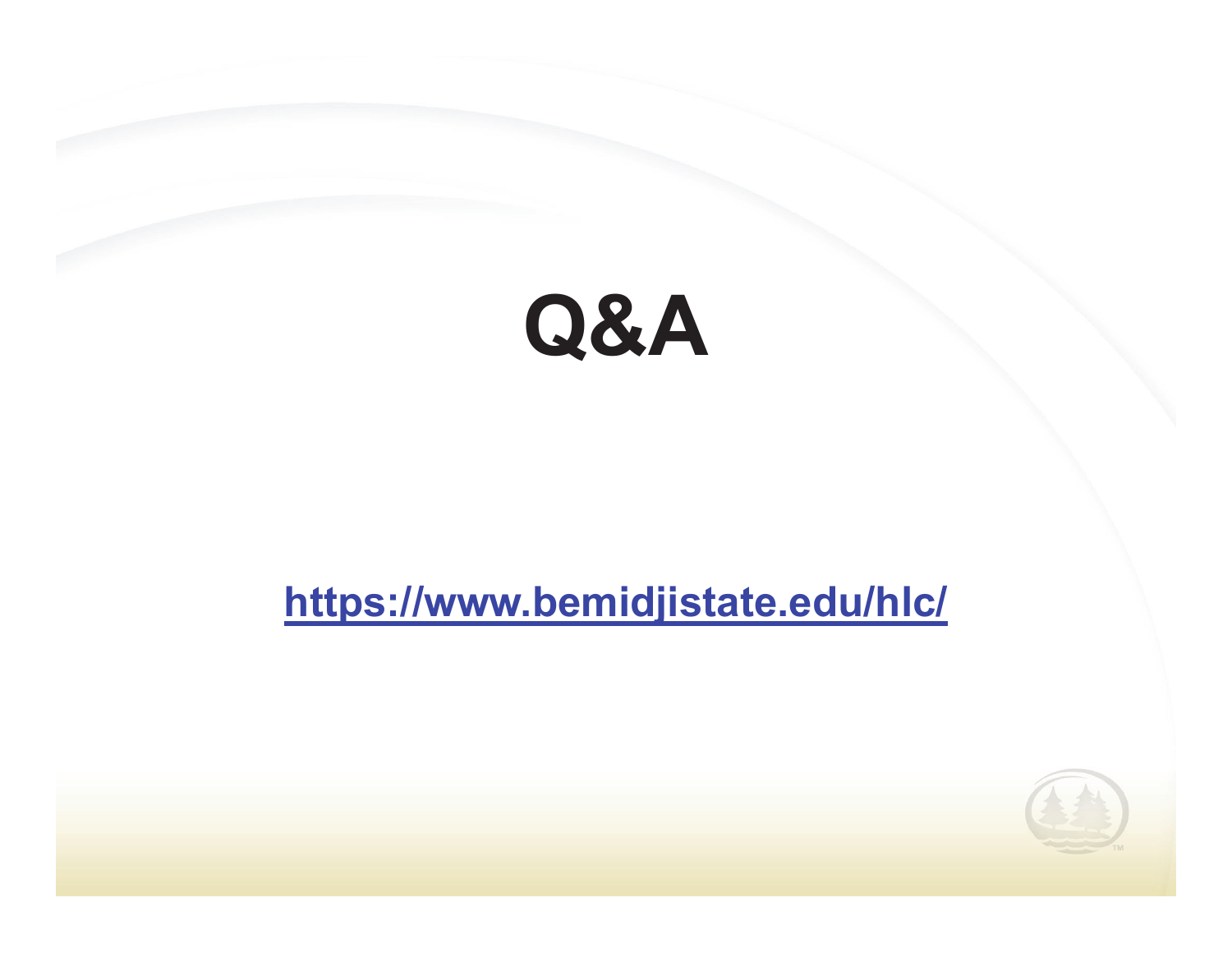# Q&A

[https://www.bemidjistate.edu/hlc/](https://www.bemidjistate.edu/hlc/)